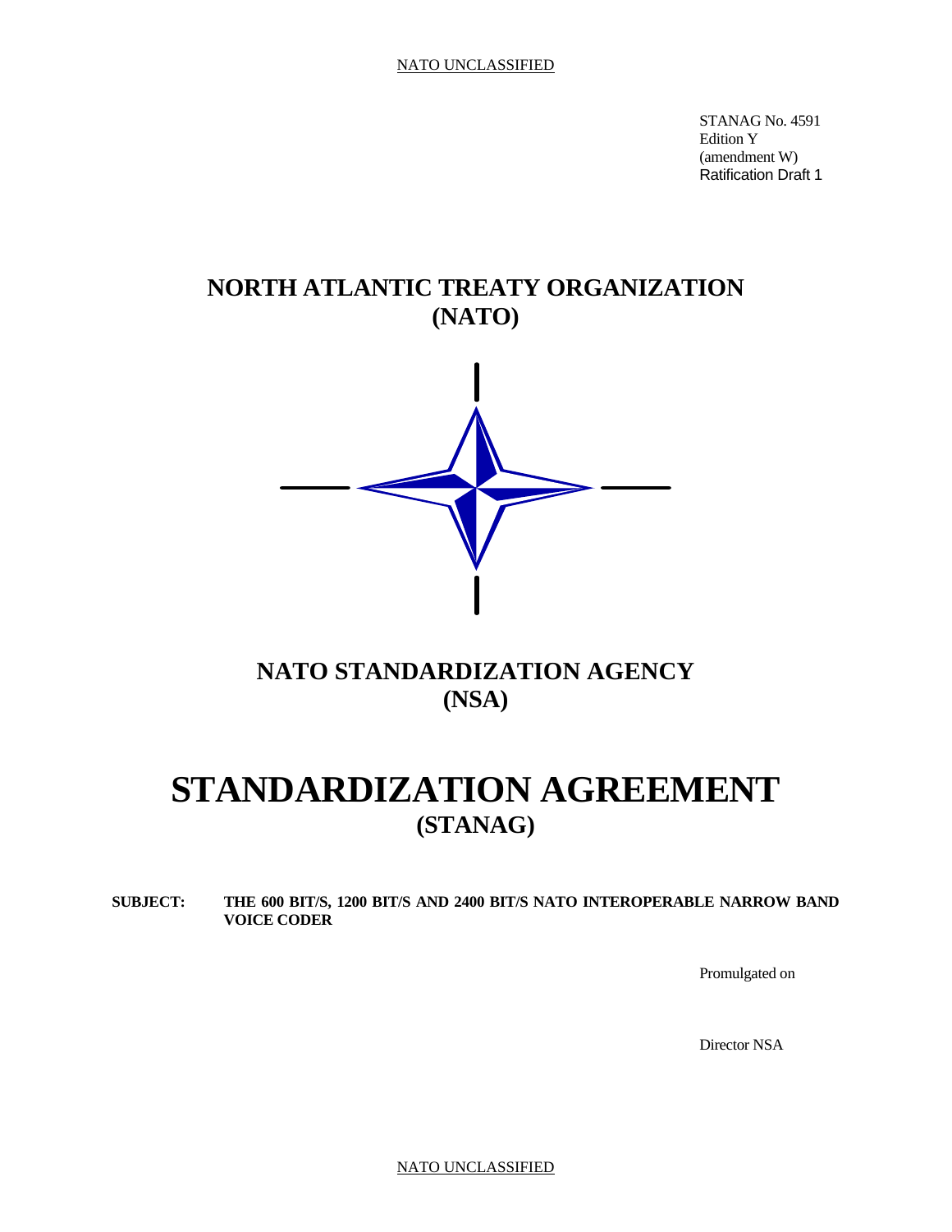STANAG No. 4591
Edition Y
(amendment W)
Ratification Draft 1

# NORTH ATLANTIC TREATY ORGANIZATION (NATO)

# NATO STANDARDIZATION AGENCY (NSA)

# STANDARDIZATION AGREEMENT (STANAG)

**SUBJECT: THE 600 BIT/S, 1200 BIT/S AND 2400 BIT/S NATO INTEROPERABLE NARROW BAND VOICE CODER**

Promulgated on

Director NSA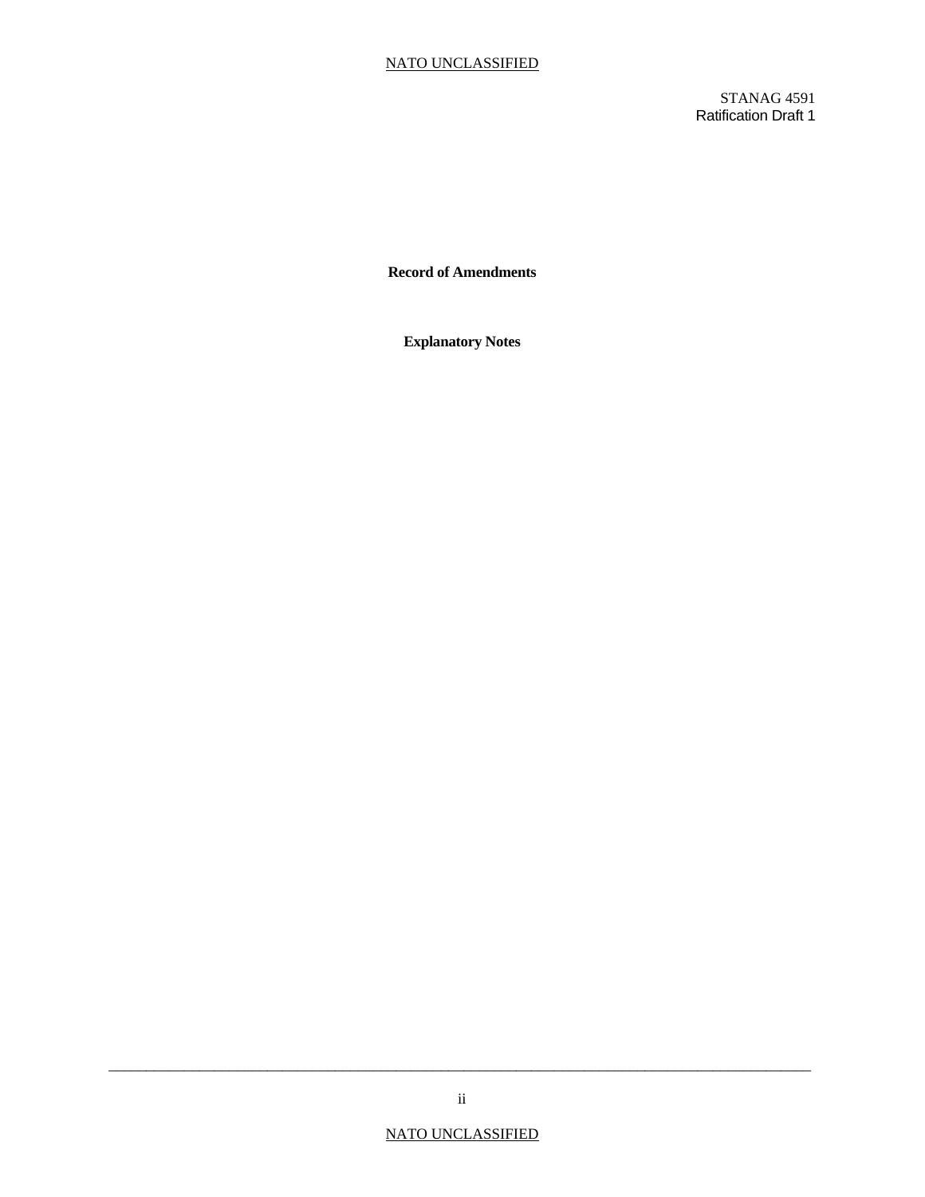**Record of Amendments**

**Explanatory Notes**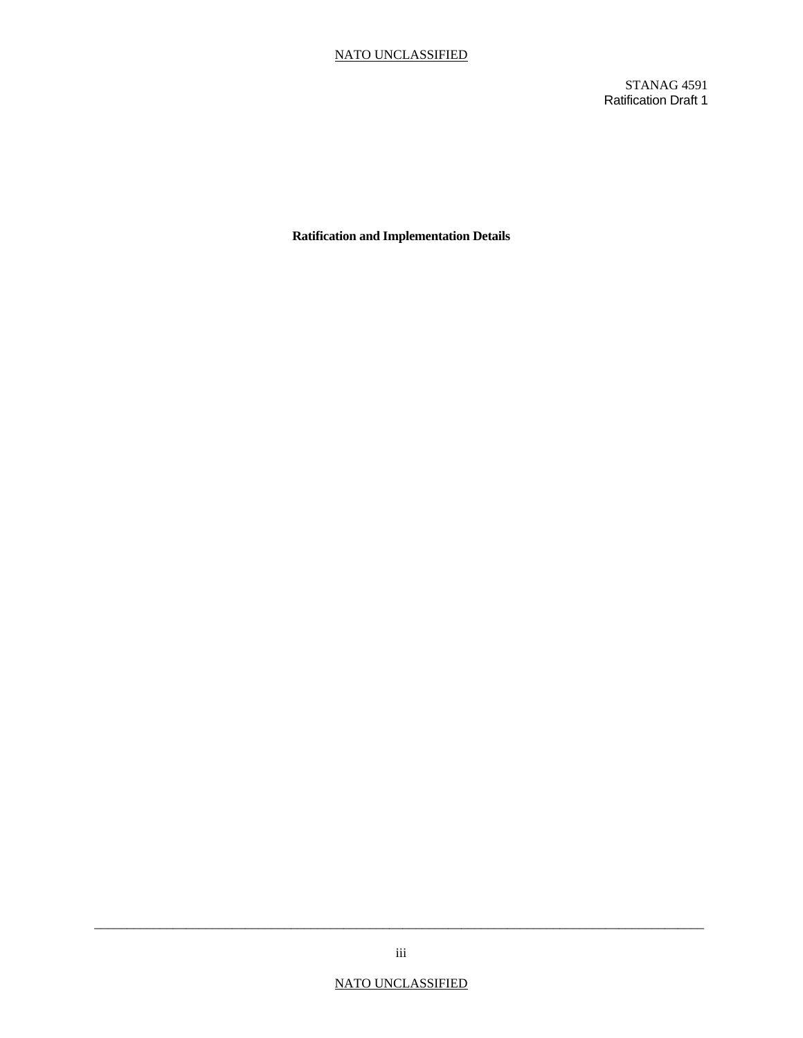**Ratification and Implementation Details**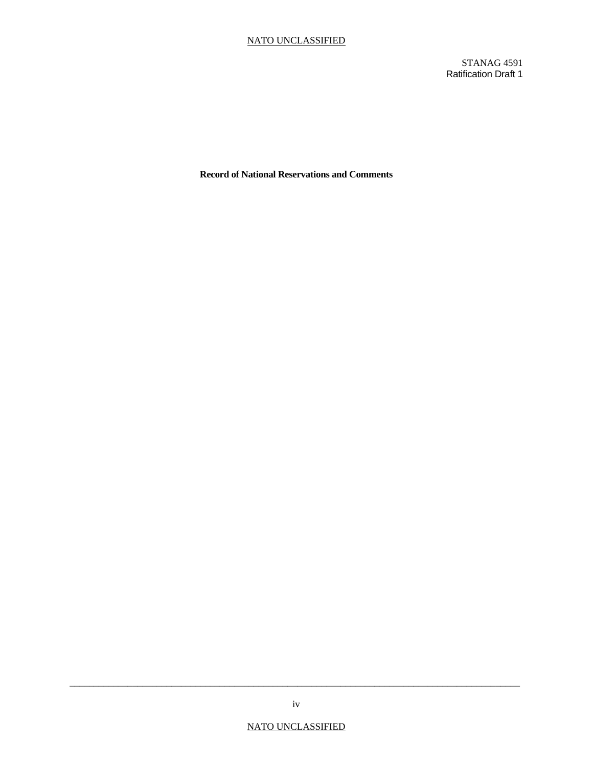**Record of National Reservations and Comments**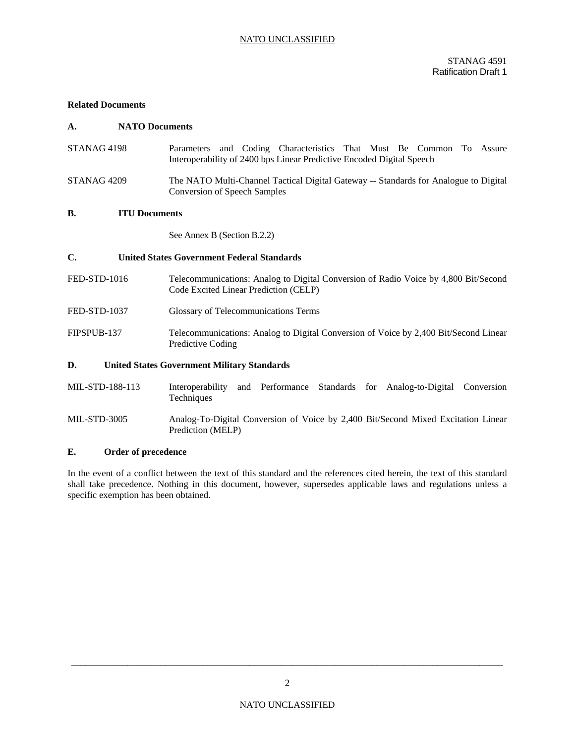## Related Documents

### A. NATO Documents

| | |
|---|---|
| STANAG 4198 | Parameters and Coding Characteristics That Must Be Common To Assure Interoperability of 2400 bps Linear Predictive Encoded Digital Speech |
| STANAG 4209 | The NATO Multi-Channel Tactical Digital Gateway -- Standards for Analogue to Digital Conversion of Speech Samples |

### B. ITU Documents

See Annex B (Section B.2.2)

### C. United States Government Federal Standards

| | |
|---|---|
| FED-STD-1016 | Telecommunications: Analog to Digital Conversion of Radio Voice by 4,800 Bit/Second Code Excited Linear Prediction (CELP) |
| FED-STD-1037 | Glossary of Telecommunications Terms |
| FIPSPUB-137 | Telecommunications: Analog to Digital Conversion of Voice by 2,400 Bit/Second Linear Predictive Coding |

### D. United States Government Military Standards

| | |
|---|---|
| MIL-STD-188-113 | Interoperability and Performance Standards for Analog-to-Digital Conversion Techniques |
| MIL-STD-3005 | Analog-To-Digital Conversion of Voice by 2,400 Bit/Second Mixed Excitation Linear Prediction (MELP) |

### E. Order of precedence

In the event of a conflict between the text of this standard and the references cited herein, the text of this standard shall take precedence. Nothing in this document, however, supersedes applicable laws and regulations unless a specific exemption has been obtained.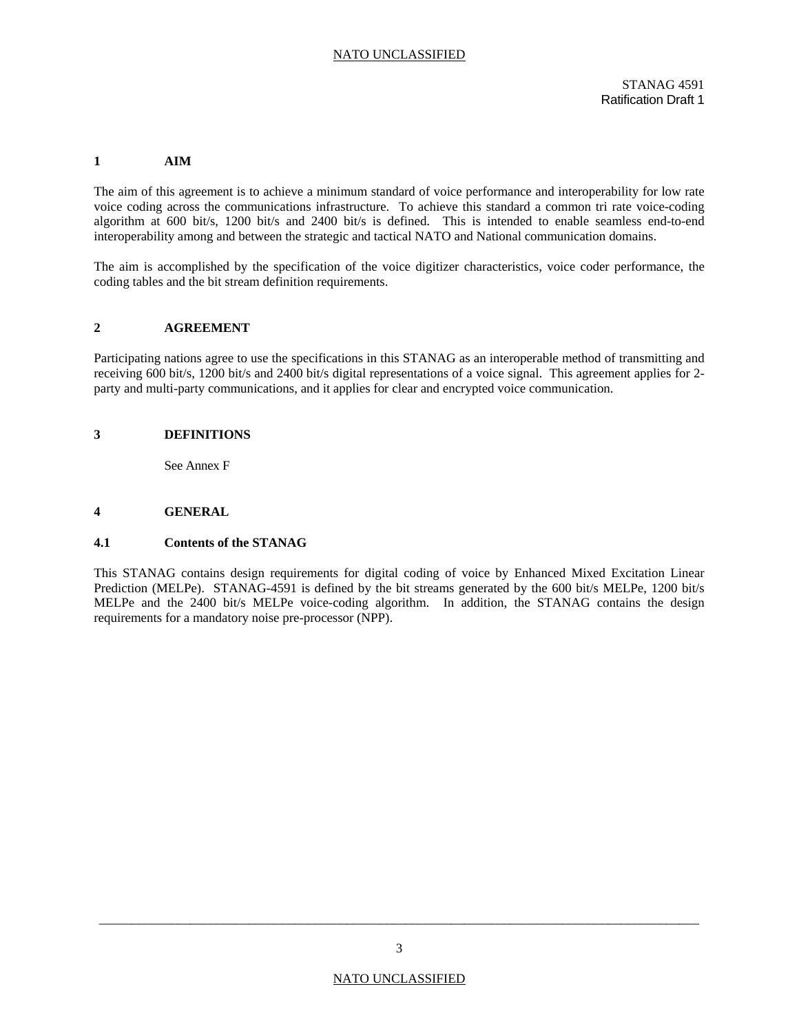## 1 AIM

The aim of this agreement is to achieve a minimum standard of voice performance and interoperability for low rate voice coding across the communications infrastructure. To achieve this standard a common tri rate voice-coding algorithm at 600 bit/s, 1200 bit/s and 2400 bit/s is defined. This is intended to enable seamless end-to-end interoperability among and between the strategic and tactical NATO and National communication domains.

The aim is accomplished by the specification of the voice digitizer characteristics, voice coder performance, the coding tables and the bit stream definition requirements.

## 2 AGREEMENT

Participating nations agree to use the specifications in this STANAG as an interoperable method of transmitting and receiving 600 bit/s, 1200 bit/s and 2400 bit/s digital representations of a voice signal. This agreement applies for 2-party and multi-party communications, and it applies for clear and encrypted voice communication.

## 3 DEFINITIONS

See Annex F

## 4 GENERAL

### 4.1 Contents of the STANAG

This STANAG contains design requirements for digital coding of voice by Enhanced Mixed Excitation Linear Prediction (MELPe). STANAG-4591 is defined by the bit streams generated by the 600 bit/s MELPe, 1200 bit/s MELPe and the 2400 bit/s MELPe voice-coding algorithm. In addition, the STANAG contains the design requirements for a mandatory noise pre-processor (NPP).